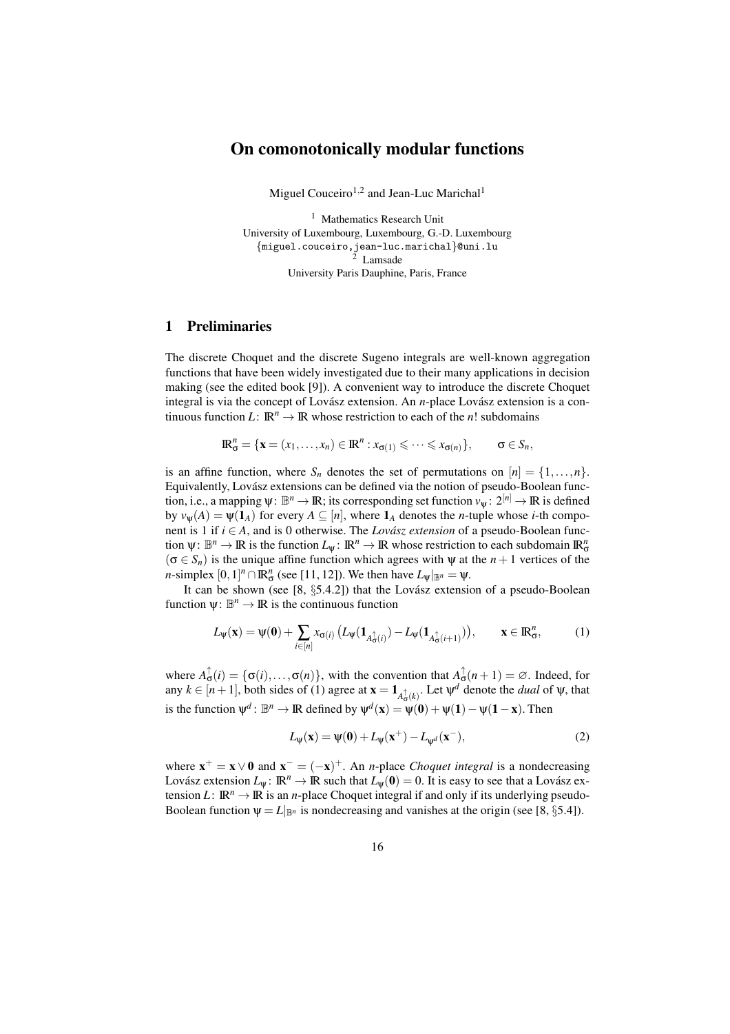# On comonotonically modular functions

Miguel Couceiro[1,2] and Jean-Luc Marichal[1]

[1] Mathematics Research Unit
University of Luxembourg, Luxembourg, G.-D. Luxembourg
{miguel.couceiro,jean-luc.marichal}@uni.lu
[2] Lamsade
University Paris Dauphine, Paris, France

## 1 Preliminaries

The discrete Choquet and the discrete Sugeno integrals are well-known aggregation functions that have been widely investigated due to their many applications in decision making (see the edited book [9]). A convenient way to introduce the discrete Choquet integral is via the concept of Lovász extension. An $n$-place Lovász extension is a continuous function $L\colon \mathbb{R}^n \to \mathbb{R}$ whose restriction to each of the $n!$ subdomains

$$\mathbb{R}^n_\sigma = \{\mathbf{x} = (x_1,\ldots,x_n) \in \mathbb{R}^n : x_{\sigma(1)} \leqslant \cdots \leqslant x_{\sigma(n)}\}, \qquad \sigma \in S_n,$$

is an affine function, where $S_n$ denotes the set of permutations on $[n] = \{1,\ldots,n\}$. Equivalently, Lovász extensions can be defined via the notion of pseudo-Boolean function, i.e., a mapping $\psi\colon \mathbb{B}^n \to \mathbb{R}$; its corresponding set function $v_\psi\colon 2^{[n]} \to \mathbb{R}$ is defined by $v_\psi(A) = \psi(\mathbf{1}_A)$ for every $A \subseteq [n]$, where $\mathbf{1}_A$ denotes the $n$-tuple whose $i$-th component is 1 if $i \in A$, and is 0 otherwise. The *Lovász extension* of a pseudo-Boolean function $\psi\colon \mathbb{B}^n \to \mathbb{R}$ is the function $L_\psi\colon \mathbb{R}^n \to \mathbb{R}$ whose restriction to each subdomain $\mathbb{R}^n_\sigma$ ($\sigma \in S_n$) is the unique affine function which agrees with $\psi$ at the $n+1$ vertices of the $n$-simplex $[0,1]^n \cap \mathbb{R}^n_\sigma$ (see [11, 12]). We then have $L_\psi|_{\mathbb{B}^n} = \psi$.

It can be shown (see [8, §5.4.2]) that the Lovász extension of a pseudo-Boolean function $\psi\colon \mathbb{B}^n \to \mathbb{R}$ is the continuous function

$$L_\psi(\mathbf{x}) = \psi(\mathbf{0}) + \sum_{i\in[n]} x_{\sigma(i)} \big(L_\psi(\mathbf{1}_{A^\uparrow_\sigma(i)}) - L_\psi(\mathbf{1}_{A^\uparrow_\sigma(i+1)})\big), \qquad \mathbf{x} \in \mathbb{R}^n_\sigma, \tag{1}$$

where $A^\uparrow_\sigma(i) = \{\sigma(i),\ldots,\sigma(n)\}$, with the convention that $A^\uparrow_\sigma(n+1) = \varnothing$. Indeed, for any $k \in [n+1]$, both sides of (1) agree at $\mathbf{x} = \mathbf{1}_{A^\uparrow_\sigma(k)}$. Let $\psi^d$ denote the *dual* of $\psi$, that is the function $\psi^d\colon \mathbb{B}^n \to \mathbb{R}$ defined by $\psi^d(\mathbf{x}) = \psi(\mathbf{0}) + \psi(\mathbf{1}) - \psi(\mathbf{1}-\mathbf{x})$. Then

$$L_\psi(\mathbf{x}) = \psi(\mathbf{0}) + L_\psi(\mathbf{x}^+) - L_{\psi^d}(\mathbf{x}^-), \tag{2}$$

where $\mathbf{x}^+ = \mathbf{x} \vee \mathbf{0}$ and $\mathbf{x}^- = (-\mathbf{x})^+$. An $n$-place *Choquet integral* is a nondecreasing Lovász extension $L_\psi\colon \mathbb{R}^n \to \mathbb{R}$ such that $L_\psi(\mathbf{0}) = 0$. It is easy to see that a Lovász extension $L\colon \mathbb{R}^n \to \mathbb{R}$ is an $n$-place Choquet integral if and only if its underlying pseudo-Boolean function $\psi = L|_{\mathbb{B}^n}$ is nondecreasing and vanishes at the origin (see [8, §5.4]).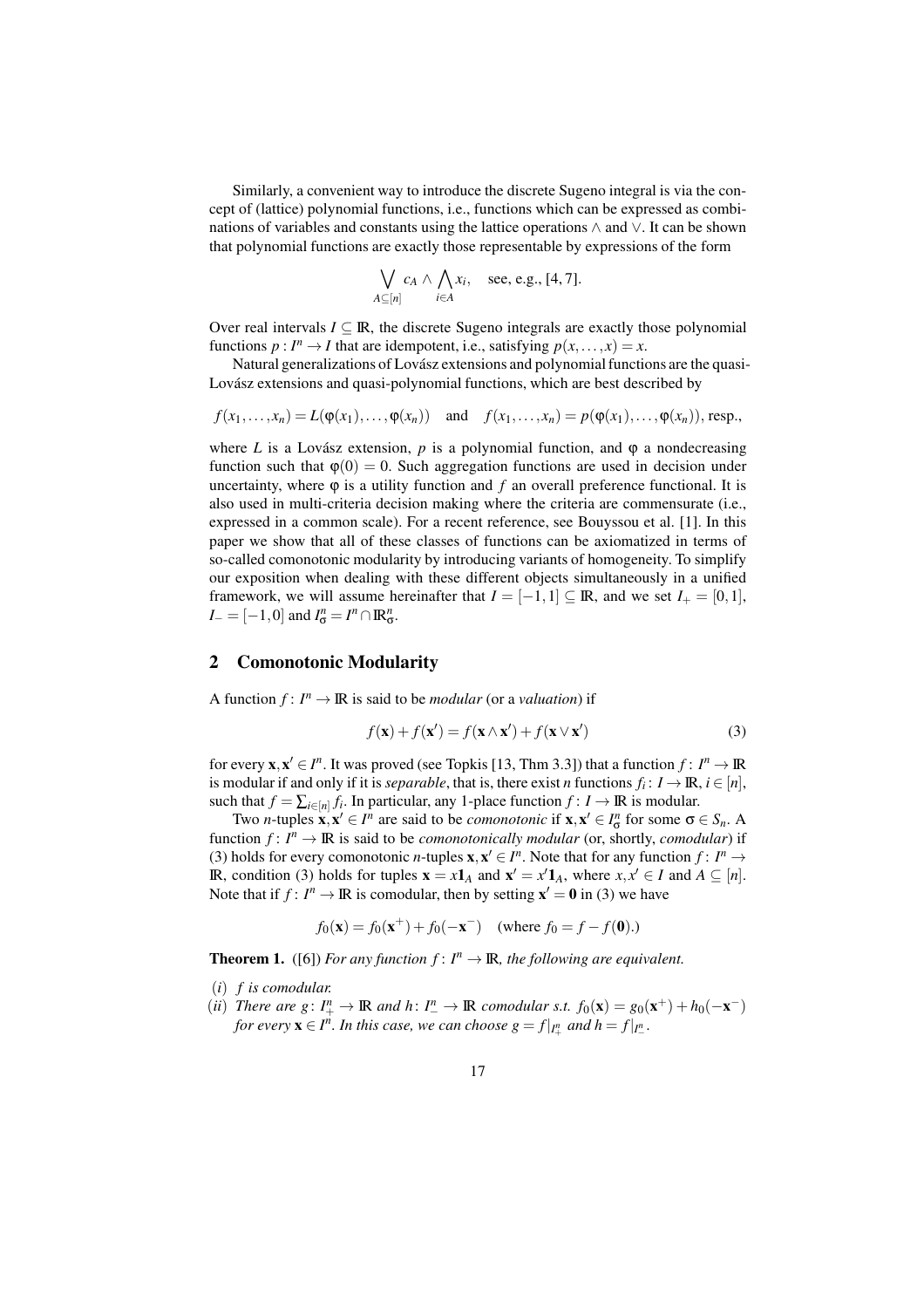Similarly, a convenient way to introduce the discrete Sugeno integral is via the concept of (lattice) polynomial functions, i.e., functions which can be expressed as combinations of variables and constants using the lattice operations $\wedge$ and $\vee$. It can be shown that polynomial functions are exactly those representable by expressions of the form

$$\bigvee_{A\subseteq[n]} c_A \wedge \bigwedge_{i\in A} x_i, \quad \text{see, e.g., [4, 7].}$$

Over real intervals $I \subseteq \mathbb{R}$, the discrete Sugeno integrals are exactly those polynomial functions $p\colon I^n \to I$ that are idempotent, i.e., satisfying $p(x,\ldots,x) = x$.

Natural generalizations of Lovász extensions and polynomial functions are the quasi-Lovász extensions and quasi-polynomial functions, which are best described by

$$f(x_1,\ldots,x_n) = L(\varphi(x_1),\ldots,\varphi(x_n)) \quad \text{and} \quad f(x_1,\ldots,x_n) = p(\varphi(x_1),\ldots,\varphi(x_n)), \text{ resp.,}$$

where $L$ is a Lovász extension, $p$ is a polynomial function, and $\varphi$ a nondecreasing function such that $\varphi(0) = 0$. Such aggregation functions are used in decision under uncertainty, where $\varphi$ is a utility function and $f$ an overall preference functional. It is also used in multi-criteria decision making where the criteria are commensurate (i.e., expressed in a common scale). For a recent reference, see Bouyssou et al. [1]. In this paper we show that all of these classes of functions can be axiomatized in terms of so-called comonotonic modularity by introducing variants of homogeneity. To simplify our exposition when dealing with these different objects simultaneously in a unified framework, we will assume hereinafter that $I = [-1,1] \subseteq \mathbb{R}$, and we set $I_+ = [0,1]$, $I_- = [-1,0]$ and $I^n_\sigma = I^n \cap \mathbb{R}^n_\sigma$.

## 2 Comonotonic Modularity

A function $f\colon I^n \to \mathbb{R}$ is said to be *modular* (or a *valuation*) if

$$f(\mathbf{x}) + f(\mathbf{x}') = f(\mathbf{x}\wedge\mathbf{x}') + f(\mathbf{x}\vee\mathbf{x}') \tag{3}$$

for every $\mathbf{x},\mathbf{x}' \in I^n$. It was proved (see Topkis [13, Thm 3.3]) that a function $f\colon I^n \to \mathbb{R}$ is modular if and only if it is *separable*, that is, there exist $n$ functions $f_i\colon I \to \mathbb{R}$, $i \in [n]$, such that $f = \sum_{i\in[n]} f_i$. In particular, any 1-place function $f\colon I \to \mathbb{R}$ is modular.

Two $n$-tuples $\mathbf{x},\mathbf{x}' \in I^n$ are said to be *comonotonic* if $\mathbf{x},\mathbf{x}' \in I^n_\sigma$ for some $\sigma \in S_n$. A function $f\colon I^n \to \mathbb{R}$ is said to be *comonotonically modular* (or, shortly, *comodular*) if (3) holds for every comonotonic $n$-tuples $\mathbf{x},\mathbf{x}' \in I^n$. Note that for any function $f\colon I^n \to \mathbb{R}$, condition (3) holds for tuples $\mathbf{x} = x\mathbf{1}_A$ and $\mathbf{x}' = x'\mathbf{1}_A$, where $x,x' \in I$ and $A \subseteq [n]$. Note that if $f\colon I^n \to \mathbb{R}$ is comodular, then by setting $\mathbf{x}' = \mathbf{0}$ in (3) we have

$$f_0(\mathbf{x}) = f_0(\mathbf{x}^+) + f_0(-\mathbf{x}^-) \quad (\text{where } f_0 = f - f(\mathbf{0}).)$$

**Theorem 1.** ([6]) *For any function $f\colon I^n \to \mathbb{R}$, the following are equivalent.*

- $(i)$ *$f$ is comodular.*
- $(ii)$ *There are $g\colon I^n_+ \to \mathbb{R}$ and $h\colon I^n_- \to \mathbb{R}$ comodular s.t. $f_0(\mathbf{x}) = g_0(\mathbf{x}^+) + h_0(-\mathbf{x}^-)$ for every $\mathbf{x} \in I^n$. In this case, we can choose $g = f|_{I^n_+}$ and $h = f|_{I^n_-}$.*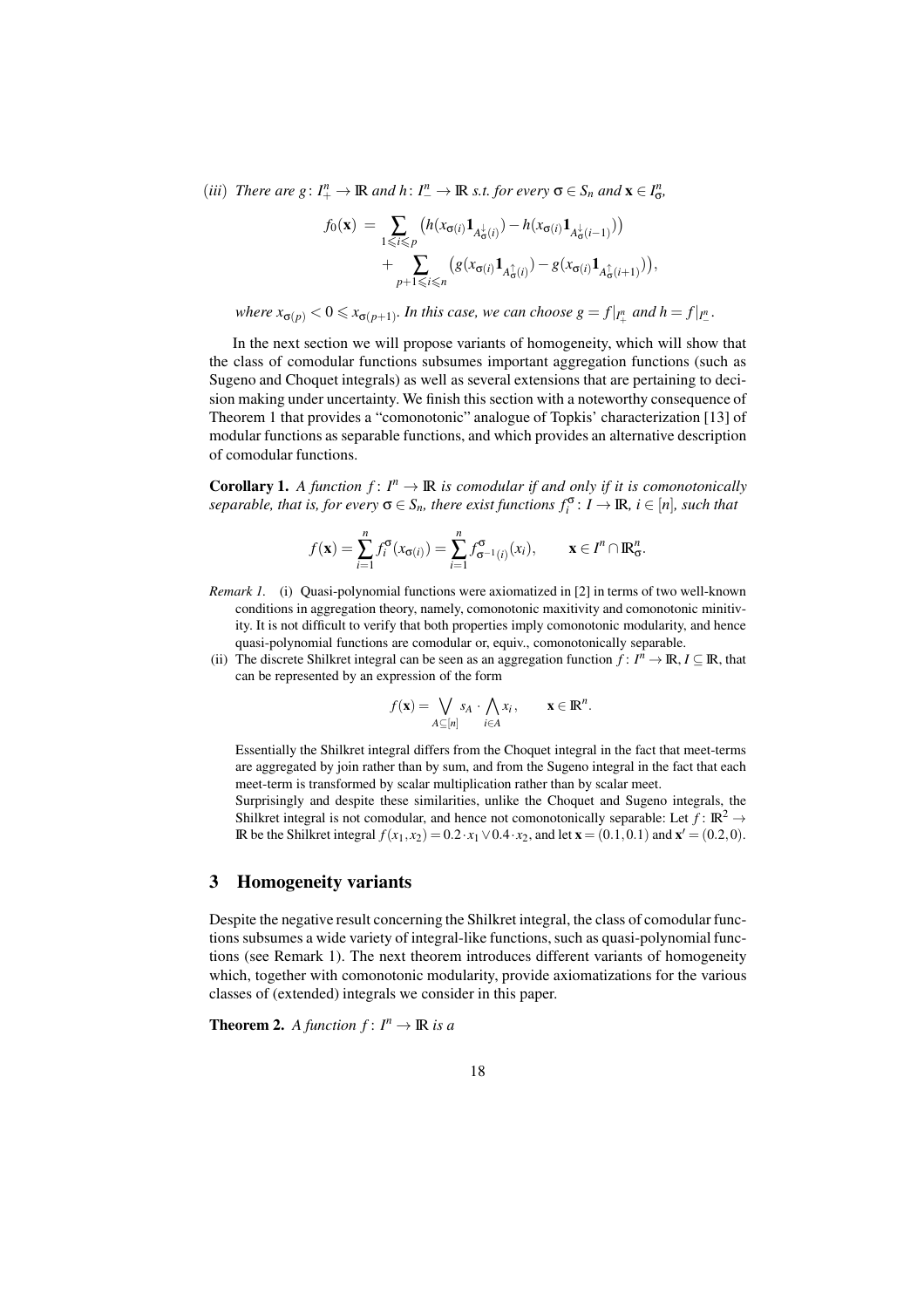$(iii)$ *There are $g\colon I_+^n \to \mathbb{R}$ and $h\colon I_-^n \to \mathbb{R}$ s.t. for every $\sigma \in S_n$ and $\mathbf{x} \in I_\sigma^n$,*

$$f_0(\mathbf{x}) \;=\; \sum_{1\leqslant i\leqslant p} \big(h(x_{\sigma(i)}\mathbf{1}_{A^{\downarrow}_{\sigma}(i)}) - h(x_{\sigma(i)}\mathbf{1}_{A^{\downarrow}_{\sigma}(i-1)})\big) \\ +\sum_{p+1\leqslant i\leqslant n} \big(g(x_{\sigma(i)}\mathbf{1}_{A^{\uparrow}_{\sigma}(i)}) - g(x_{\sigma(i)}\mathbf{1}_{A^{\uparrow}_{\sigma}(i+1)})\big),$$

*where $x_{\sigma(p)} < 0 \leqslant x_{\sigma(p+1)}$. In this case, we can choose $g = f|_{I_+^n}$ and $h = f|_{I_-^n}$.*

In the next section we will propose variants of homogeneity, which will show that the class of comodular functions subsumes important aggregation functions (such as Sugeno and Choquet integrals) as well as several extensions that are pertaining to decision making under uncertainty. We finish this section with a noteworthy consequence of Theorem 1 that provides a "comonotonic" analogue of Topkis' characterization [13] of modular functions as separable functions, and which provides an alternative description of comodular functions.

**Corollary 1.** *A function $f\colon I^n \to \mathbb{R}$ is comodular if and only if it is comonotonically separable, that is, for every $\sigma \in S_n$, there exist functions $f_i^\sigma\colon I \to \mathbb{R}$, $i \in [n]$, such that*

$$f(\mathbf{x}) = \sum_{i=1}^{n} f_i^{\sigma}(x_{\sigma(i)}) = \sum_{i=1}^{n} f_{\sigma^{-1}(i)}^{\sigma}(x_i), \qquad \mathbf{x} \in I^n \cap \mathbb{R}_\sigma^n.$$

*Remark 1.* (i) Quasi-polynomial functions were axiomatized in [2] in terms of two well-known conditions in aggregation theory, namely, comonotonic maxitivity and comonotonic minitivity. It is not difficult to verify that both properties imply comonotonic modularity, and hence quasi-polynomial functions are comodular or, equiv., comonotonically separable.

(ii) The discrete Shilkret integral can be seen as an aggregation function $f\colon I^n \to \mathbb{R}$, $I \subseteq \mathbb{R}$, that can be represented by an expression of the form

$$f(\mathbf{x}) = \bigvee_{A\subseteq[n]} s_A \cdot \bigwedge_{i\in A} x_i, \qquad \mathbf{x} \in \mathbb{R}^n.$$

Essentially the Shilkret integral differs from the Choquet integral in the fact that meet-terms are aggregated by join rather than by sum, and from the Sugeno integral in the fact that each meet-term is transformed by scalar multiplication rather than by scalar meet.

Surprisingly and despite these similarities, unlike the Choquet and Sugeno integrals, the Shilkret integral is not comodular, and hence not comonotonically separable: Let $f\colon \mathbb{R}^2 \to \mathbb{R}$ be the Shilkret integral $f(x_1,x_2) = 0.2\cdot x_1 \vee 0.4\cdot x_2$, and let $\mathbf{x} = (0.1, 0.1)$ and $\mathbf{x}' = (0.2, 0)$.

## 3 Homogeneity variants

Despite the negative result concerning the Shilkret integral, the class of comodular functions subsumes a wide variety of integral-like functions, such as quasi-polynomial functions (see Remark 1). The next theorem introduces different variants of homogeneity which, together with comonotonic modularity, provide axiomatizations for the various classes of (extended) integrals we consider in this paper.

**Theorem 2.** *A function $f\colon I^n \to \mathbb{R}$ is a*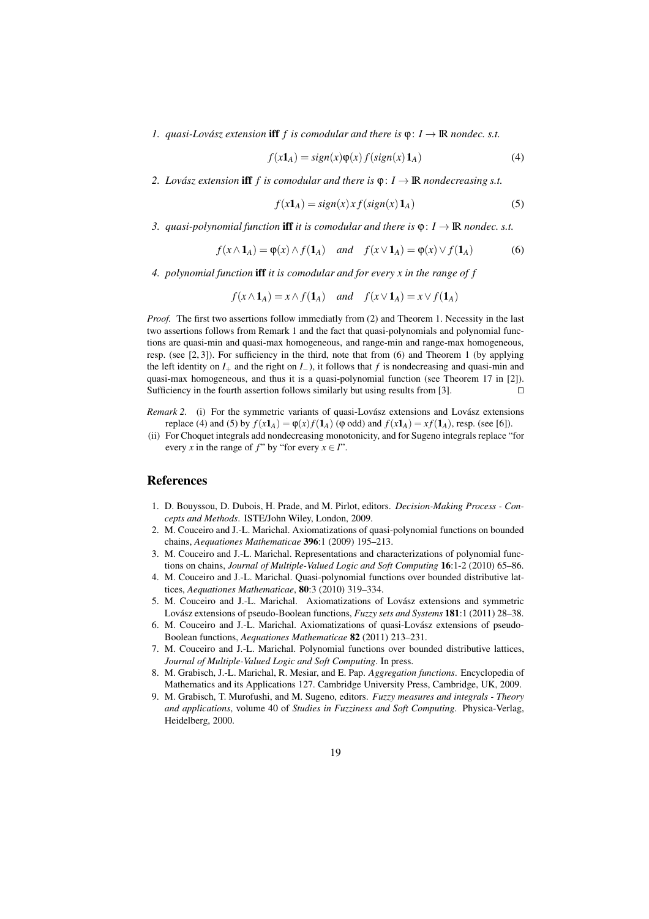1. *quasi-Lovász extension* **iff** *f is comodular and there is* $\varphi\colon I \to \mathbb{R}$ *nondec. s.t.*

$$f(x\mathbf{1}_A) = sign(x)\varphi(x) f(sign(x)\mathbf{1}_A) \tag{4}$$

2. *Lovász extension* **iff** *f is comodular and there is* $\varphi\colon I \to \mathbb{R}$ *nondecreasing s.t.*

$$f(x\mathbf{1}_A) = sign(x)x f(sign(x)\mathbf{1}_A) \tag{5}$$

3. *quasi-polynomial function* **iff** *it is comodular and there is* $\varphi\colon I \to \mathbb{R}$ *nondec. s.t.*

$$f(x \wedge \mathbf{1}_A) = \varphi(x) \wedge f(\mathbf{1}_A) \quad \text{and} \quad f(x \vee \mathbf{1}_A) = \varphi(x) \vee f(\mathbf{1}_A) \tag{6}$$

4. *polynomial function* **iff** *it is comodular and for every x in the range of f*

$$f(x \wedge \mathbf{1}_A) = x \wedge f(\mathbf{1}_A) \quad \text{and} \quad f(x \vee \mathbf{1}_A) = x \vee f(\mathbf{1}_A)$$

*Proof.* The first two assertions follow immediatly from (2) and Theorem 1. Necessity in the last two assertions follows from Remark 1 and the fact that quasi-polynomials and polynomial functions are quasi-min and quasi-max homogeneous, and range-min and range-max homogeneous, resp. (see [2, 3]). For sufficiency in the third, note that from (6) and Theorem 1 (by applying the left identity on $I_+$ and the right on $I_-$), it follows that $f$ is nondecreasing and quasi-min and quasi-max homogeneous, and thus it is a quasi-polynomial function (see Theorem 17 in [2]). Sufficiency in the fourth assertion follows similarly but using results from [3]. □

*Remark 2.* (i) For the symmetric variants of quasi-Lovász extensions and Lovász extensions replace (4) and (5) by $f(x\mathbf{1}_A) = \varphi(x)f(\mathbf{1}_A)$ ($\varphi$ odd) and $f(x\mathbf{1}_A) = xf(\mathbf{1}_A)$, resp. (see [6]).

(ii) For Choquet integrals add nondecreasing monotonicity, and for Sugeno integrals replace "for every $x$ in the range of $f$" by "for every $x \in I$".

## References

1. D. Bouyssou, D. Dubois, H. Prade, and M. Pirlot, editors. *Decision-Making Process - Concepts and Methods*. ISTE/John Wiley, London, 2009.
2. M. Couceiro and J.-L. Marichal. Axiomatizations of quasi-polynomial functions on bounded chains, *Aequationes Mathematicae* **396**:1 (2009) 195–213.
3. M. Couceiro and J.-L. Marichal. Representations and characterizations of polynomial functions on chains, *Journal of Multiple-Valued Logic and Soft Computing* **16**:1-2 (2010) 65–86.
4. M. Couceiro and J.-L. Marichal. Quasi-polynomial functions over bounded distributive lattices, *Aequationes Mathematicae*, **80**:3 (2010) 319–334.
5. M. Couceiro and J.-L. Marichal. Axiomatizations of Lovász extensions and symmetric Lovász extensions of pseudo-Boolean functions, *Fuzzy sets and Systems* **181**:1 (2011) 28–38.
6. M. Couceiro and J.-L. Marichal. Axiomatizations of quasi-Lovász extensions of pseudo-Boolean functions, *Aequationes Mathematicae* **82** (2011) 213–231.
7. M. Couceiro and J.-L. Marichal. Polynomial functions over bounded distributive lattices, *Journal of Multiple-Valued Logic and Soft Computing*. In press.
8. M. Grabisch, J.-L. Marichal, R. Mesiar, and E. Pap. *Aggregation functions*. Encyclopedia of Mathematics and its Applications 127. Cambridge University Press, Cambridge, UK, 2009.
9. M. Grabisch, T. Murofushi, and M. Sugeno, editors. *Fuzzy measures and integrals - Theory and applications*, volume 40 of *Studies in Fuzziness and Soft Computing*. Physica-Verlag, Heidelberg, 2000.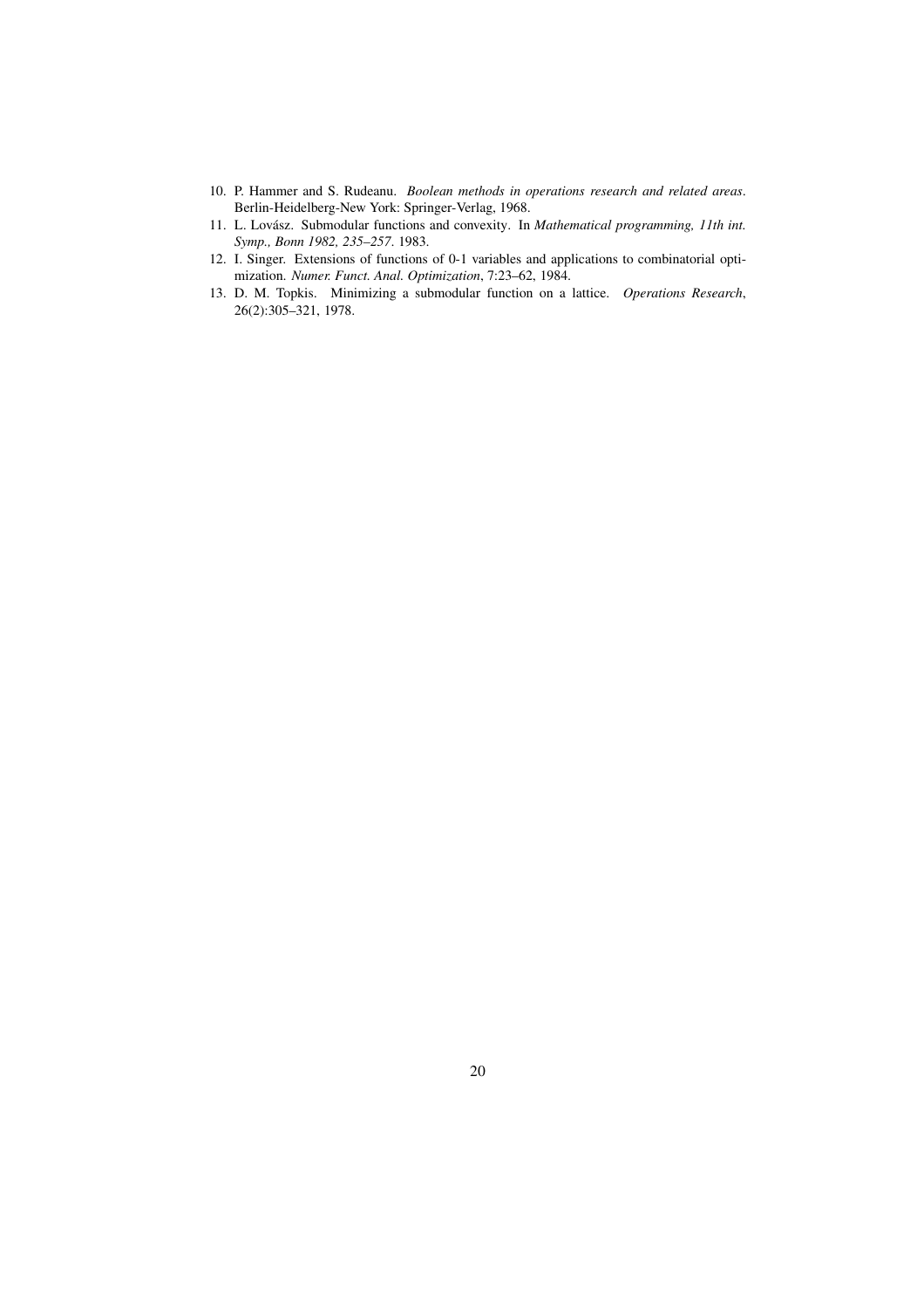10. P. Hammer and S. Rudeanu. *Boolean methods in operations research and related areas*. Berlin-Heidelberg-New York: Springer-Verlag, 1968.
11. L. Lovász. Submodular functions and convexity. In *Mathematical programming, 11th int. Symp., Bonn 1982, 235–257*. 1983.
12. I. Singer. Extensions of functions of 0-1 variables and applications to combinatorial optimization. *Numer. Funct. Anal. Optimization*, 7:23–62, 1984.
13. D. M. Topkis. Minimizing a submodular function on a lattice. *Operations Research*, 26(2):305–321, 1978.